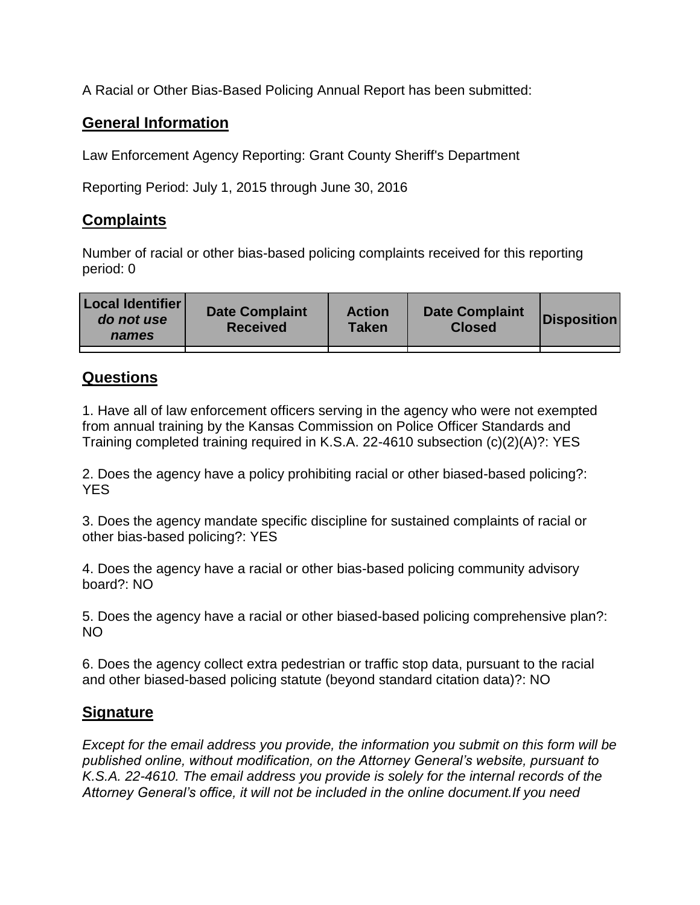A Racial or Other Bias-Based Policing Annual Report has been submitted:

## General Information

Law Enforcement Agency Reporting: Grant County Sheriff's Department

Reporting Period: July 1, 2015 through June 30, 2016

## Complaints

Number of racial or other bias-based policing complaints received for this reporting period: 0

| Local Identifier *do not use names* | Date Complaint Received | Action Taken | Date Complaint Closed | Disposition |
|---|---|---|---|---|
| | | | | |

## Questions

1. Have all of law enforcement officers serving in the agency who were not exempted from annual training by the Kansas Commission on Police Officer Standards and Training completed training required in K.S.A. 22-4610 subsection (c)(2)(A)?: YES

2. Does the agency have a policy prohibiting racial or other biased-based policing?: YES

3. Does the agency mandate specific discipline for sustained complaints of racial or other bias-based policing?: YES

4. Does the agency have a racial or other bias-based policing community advisory board?: NO

5. Does the agency have a racial or other biased-based policing comprehensive plan?: NO

6. Does the agency collect extra pedestrian or traffic stop data, pursuant to the racial and other biased-based policing statute (beyond standard citation data)?: NO

## Signature

*Except for the email address you provide, the information you submit on this form will be published online, without modification, on the Attorney General's website, pursuant to K.S.A. 22-4610. The email address you provide is solely for the internal records of the Attorney General's office, it will not be included in the online document.If you need*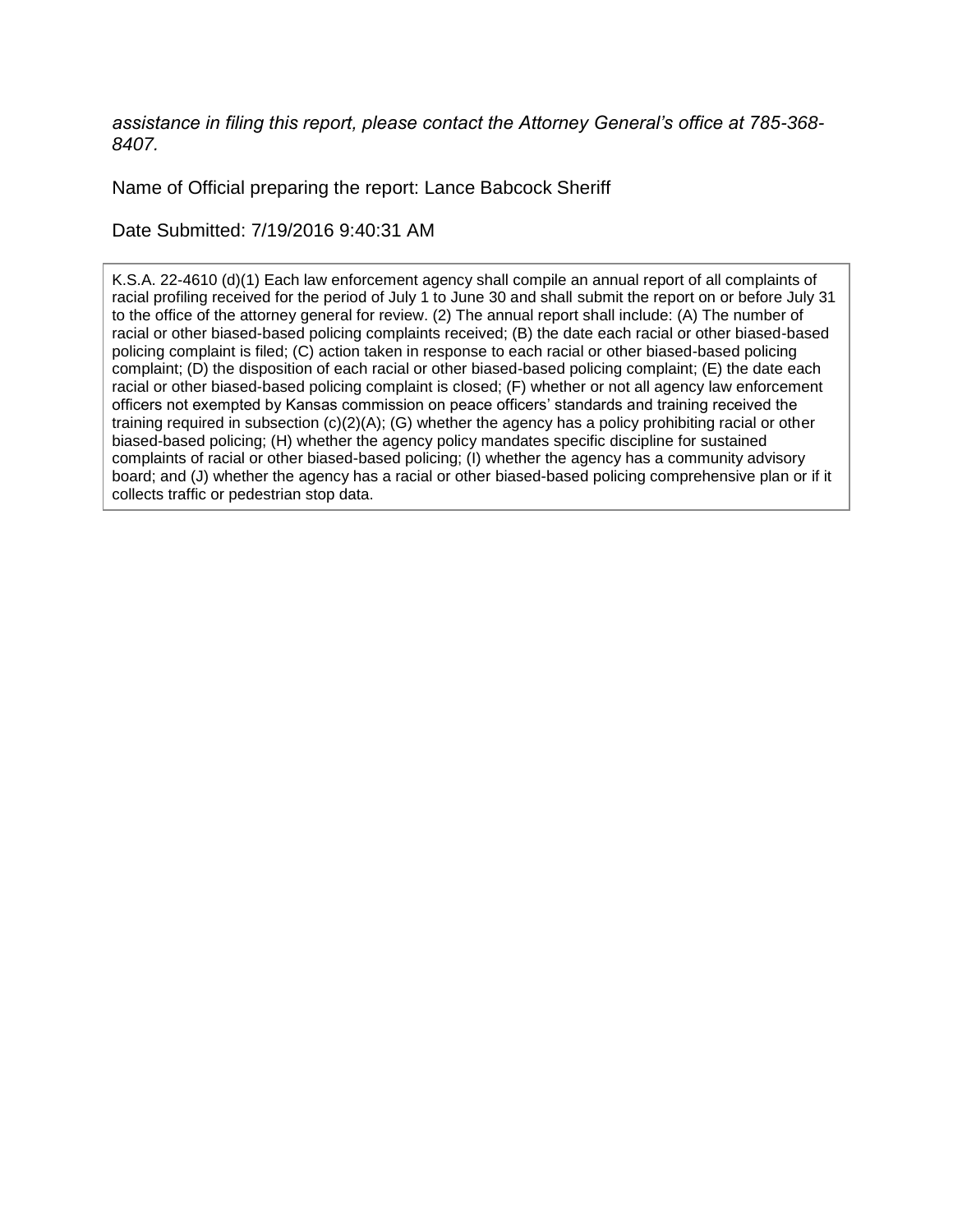*assistance in filing this report, please contact the Attorney General's office at 785-368-8407.*

Name of Official preparing the report: Lance Babcock Sheriff

Date Submitted: 7/19/2016 9:40:31 AM

K.S.A. 22-4610 (d)(1) Each law enforcement agency shall compile an annual report of all complaints of racial profiling received for the period of July 1 to June 30 and shall submit the report on or before July 31 to the office of the attorney general for review. (2) The annual report shall include: (A) The number of racial or other biased-based policing complaints received; (B) the date each racial or other biased-based policing complaint is filed; (C) action taken in response to each racial or other biased-based policing complaint; (D) the disposition of each racial or other biased-based policing complaint; (E) the date each racial or other biased-based policing complaint is closed; (F) whether or not all agency law enforcement officers not exempted by Kansas commission on peace officers' standards and training received the training required in subsection (c)(2)(A); (G) whether the agency has a policy prohibiting racial or other biased-based policing; (H) whether the agency policy mandates specific discipline for sustained complaints of racial or other biased-based policing; (I) whether the agency has a community advisory board; and (J) whether the agency has a racial or other biased-based policing comprehensive plan or if it collects traffic or pedestrian stop data.